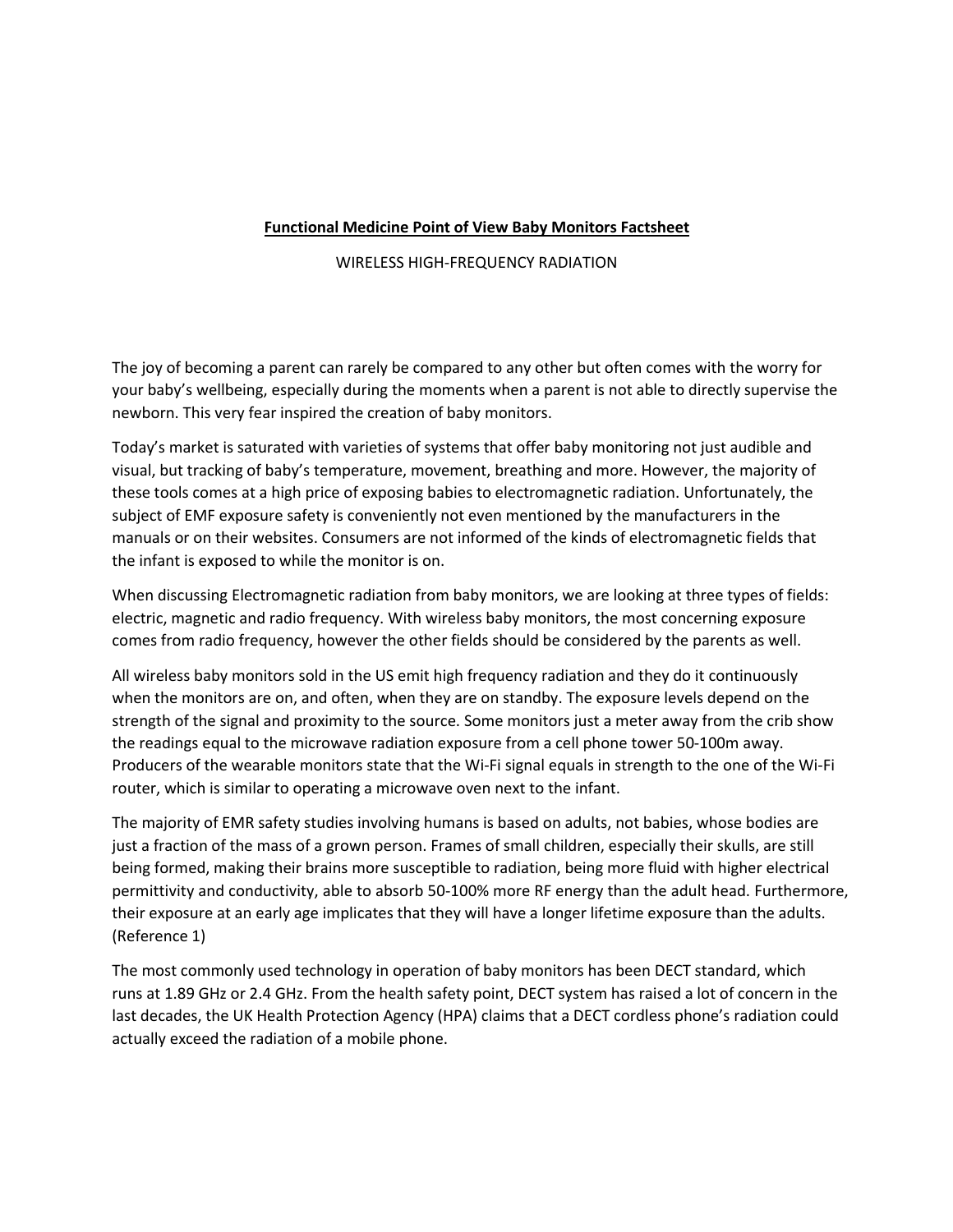# **Functional Medicine Point of View Baby Monitors Factsheet**

WIRELESS HIGH-FREQUENCY RADIATION

The joy of becoming a parent can rarely be compared to any other but often comes with the worry for your baby's wellbeing, especially during the moments when a parent is not able to directly supervise the newborn. This very fear inspired the creation of baby monitors.

Today's market is saturated with varieties of systems that offer baby monitoring not just audible and visual, but tracking of baby's temperature, movement, breathing and more. However, the majority of these tools comes at a high price of exposing babies to electromagnetic radiation. Unfortunately, the subject of EMF exposure safety is conveniently not even mentioned by the manufacturers in the manuals or on their websites. Consumers are not informed of the kinds of electromagnetic fields that the infant is exposed to while the monitor is on.

When discussing Electromagnetic radiation from baby monitors, we are looking at three types of fields: electric, magnetic and radio frequency. With wireless baby monitors, the most concerning exposure comes from radio frequency, however the other fields should be considered by the parents as well.

All wireless baby monitors sold in the US emit high frequency radiation and they do it continuously when the monitors are on, and often, when they are on standby. The exposure levels depend on the strength of the signal and proximity to the source. Some monitors just a meter away from the crib show the readings equal to the microwave radiation exposure from a cell phone tower 50-100m away. Producers of the wearable monitors state that the Wi-Fi signal equals in strength to the one of the Wi-Fi router, which is similar to operating a microwave oven next to the infant.

The majority of EMR safety studies involving humans is based on adults, not babies, whose bodies are just a fraction of the mass of a grown person. Frames of small children, especially their skulls, are still being formed, making their brains more susceptible to radiation, being more fluid with higher electrical permittivity and conductivity, able to absorb 50-100% more RF energy than the adult head. Furthermore, their exposure at an early age implicates that they will have a longer lifetime exposure than the adults. (Reference 1)

The most commonly used technology in operation of baby monitors has been DECT standard, which runs at 1.89 GHz or 2.4 GHz. From the health safety point, DECT system has raised a lot of concern in the last decades, the UK Health Protection Agency (HPA) claims that a DECT cordless phone's radiation could actually exceed the radiation of a mobile phone.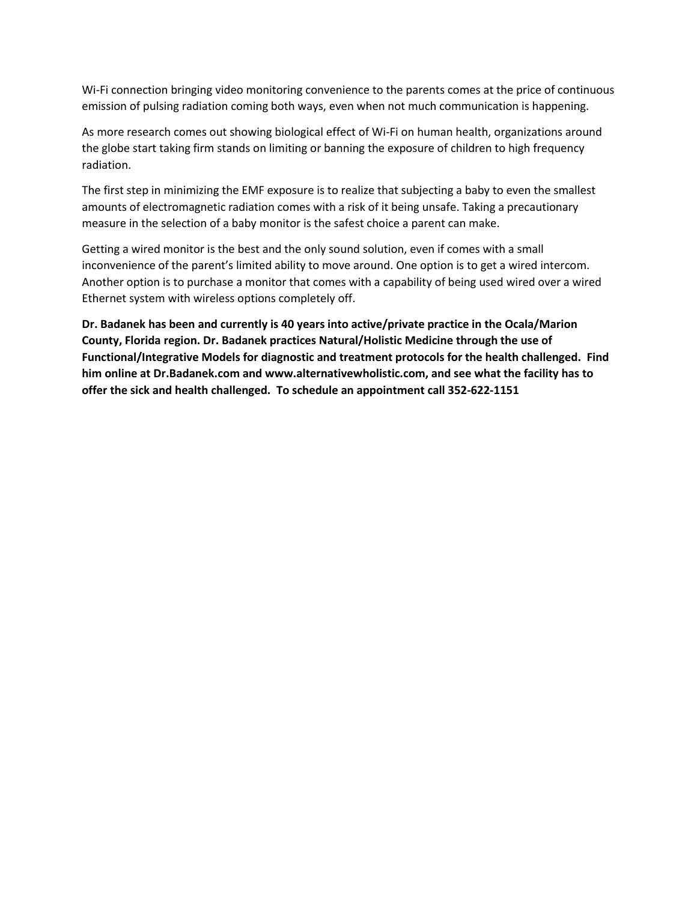Wi-Fi connection bringing video monitoring convenience to the parents comes at the price of continuous emission of pulsing radiation coming both ways, even when not much communication is happening.

As more research comes out showing biological effect of Wi-Fi on human health, organizations around the globe start taking firm stands on limiting or banning the exposure of children to high frequency radiation.

The first step in minimizing the EMF exposure is to realize that subjecting a baby to even the smallest amounts of electromagnetic radiation comes with a risk of it being unsafe. Taking a precautionary measure in the selection of a baby monitor is the safest choice a parent can make.

Getting a wired monitor is the best and the only sound solution, even if comes with a small inconvenience of the parent's limited ability to move around. One option is to get a wired intercom. Another option is to purchase a monitor that comes with a capability of being used wired over a wired Ethernet system with wireless options completely off.

**Dr. Badanek has been and currently is 40 years into active/private practice in the Ocala/Marion County, Florida region. Dr. Badanek practices Natural/Holistic Medicine through the use of Functional/Integrative Models for diagnostic and treatment protocols for the health challenged. Find him online at Dr.Badanek.com and www.alternativewholistic.com, and see what the facility has to offer the sick and health challenged. To schedule an appointment call 352-622-1151**